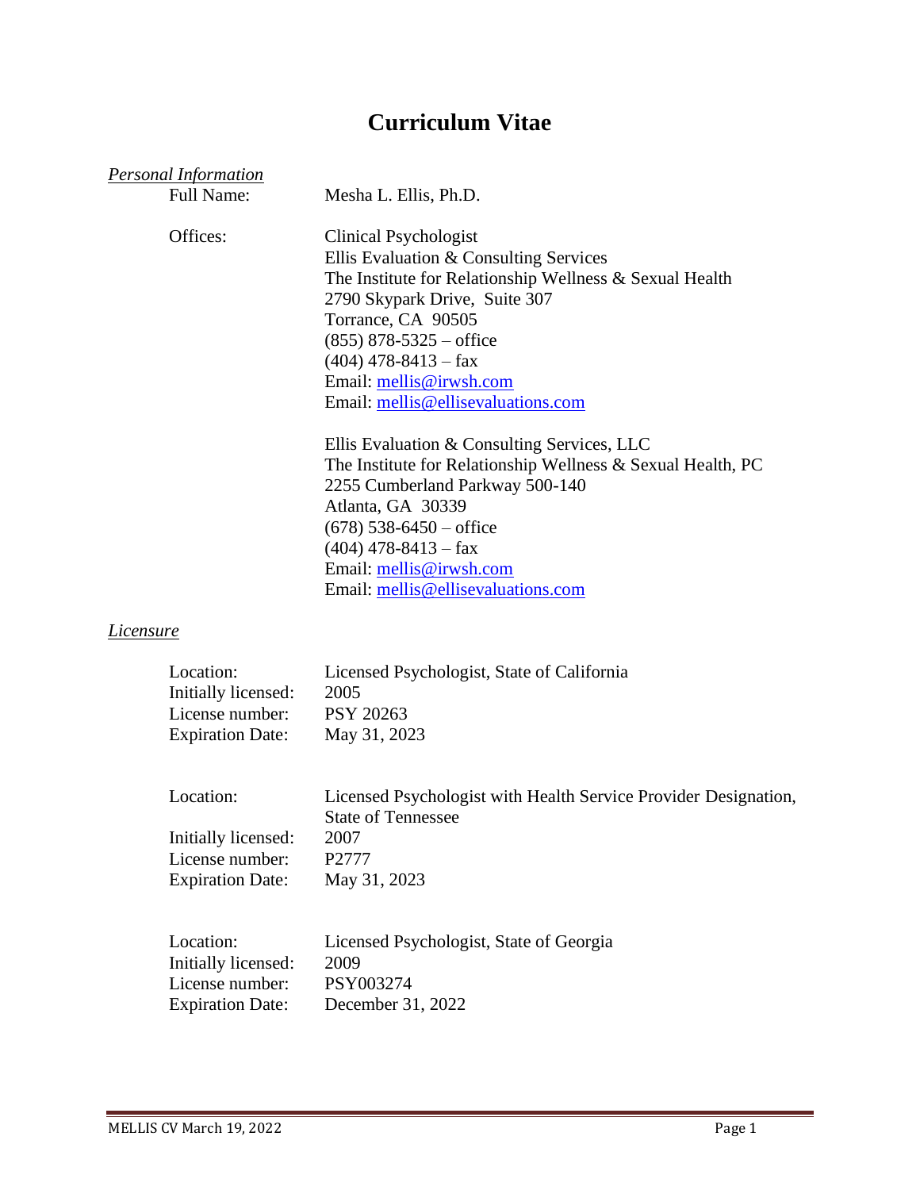# Curriculum Vitae

*Personal Information*

Full Name: Mesha L. Ellis, Ph.D.

Offices:

Clinical Psychologist
Ellis Evaluation & Consulting Services
The Institute for Relationship Wellness & Sexual Health
2790 Skypark Drive, Suite 307
Torrance, CA 90505
(855) 878-5325 – office
(404) 478-8413 – fax
Email: mellis@irwsh.com
Email: mellis@ellisevaluations.com

Ellis Evaluation & Consulting Services, LLC
The Institute for Relationship Wellness & Sexual Health, PC
2255 Cumberland Parkway 500-140
Atlanta, GA 30339
(678) 538-6450 – office
(404) 478-8413 – fax
Email: mellis@irwsh.com
Email: mellis@ellisevaluations.com

*Licensure*

Location: Licensed Psychologist, State of California
Initially licensed: 2005
License number: PSY 20263
Expiration Date: May 31, 2023

Location: Licensed Psychologist with Health Service Provider Designation, State of Tennessee
Initially licensed: 2007
License number: P2777
Expiration Date: May 31, 2023

Location: Licensed Psychologist, State of Georgia
Initially licensed: 2009
License number: PSY003274
Expiration Date: December 31, 2022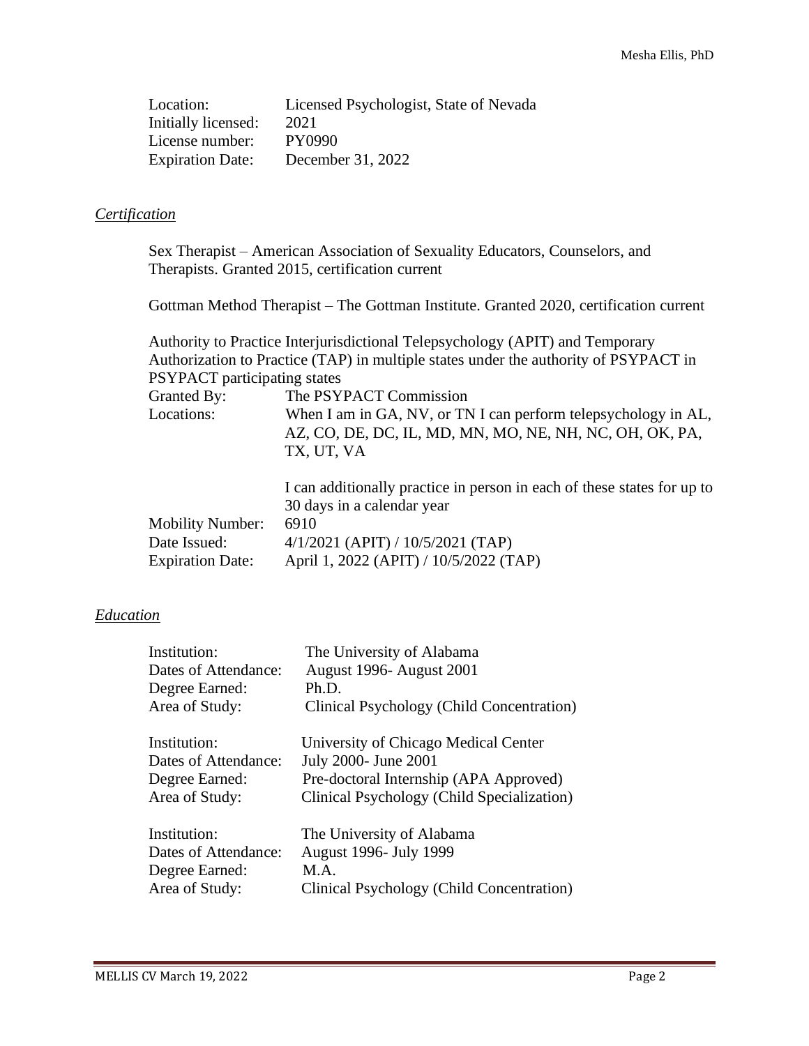| | |
|---|---|
| Location: | Licensed Psychologist, State of Nevada |
| Initially licensed: | 2021 |
| License number: | PY0990 |
| Expiration Date: | December 31, 2022 |

## *Certification*

Sex Therapist – American Association of Sexuality Educators, Counselors, and Therapists. Granted 2015, certification current

Gottman Method Therapist – The Gottman Institute. Granted 2020, certification current

Authority to Practice Interjurisdictional Telepsychology (APIT) and Temporary Authorization to Practice (TAP) in multiple states under the authority of PSYPACT in PSYPACT participating states

| | |
|---|---|
| Granted By: | The PSYPACT Commission |
| Locations: | When I am in GA, NV, or TN I can perform telepsychology in AL, AZ, CO, DE, DC, IL, MD, MN, MO, NE, NH, NC, OH, OK, PA, TX, UT, VA<br><br>I can additionally practice in person in each of these states for up to 30 days in a calendar year |
| Mobility Number: | 6910 |
| Date Issued: | 4/1/2021 (APIT) / 10/5/2021 (TAP) |
| Expiration Date: | April 1, 2022 (APIT) / 10/5/2022 (TAP) |

## *Education*

| | |
|---|---|
| Institution: | The University of Alabama |
| Dates of Attendance: | August 1996- August 2001 |
| Degree Earned: | Ph.D. |
| Area of Study: | Clinical Psychology (Child Concentration) |

| | |
|---|---|
| Institution: | University of Chicago Medical Center |
| Dates of Attendance: | July 2000- June 2001 |
| Degree Earned: | Pre-doctoral Internship (APA Approved) |
| Area of Study: | Clinical Psychology (Child Specialization) |

| | |
|---|---|
| Institution: | The University of Alabama |
| Dates of Attendance: | August 1996- July 1999 |
| Degree Earned: | M.A. |
| Area of Study: | Clinical Psychology (Child Concentration) |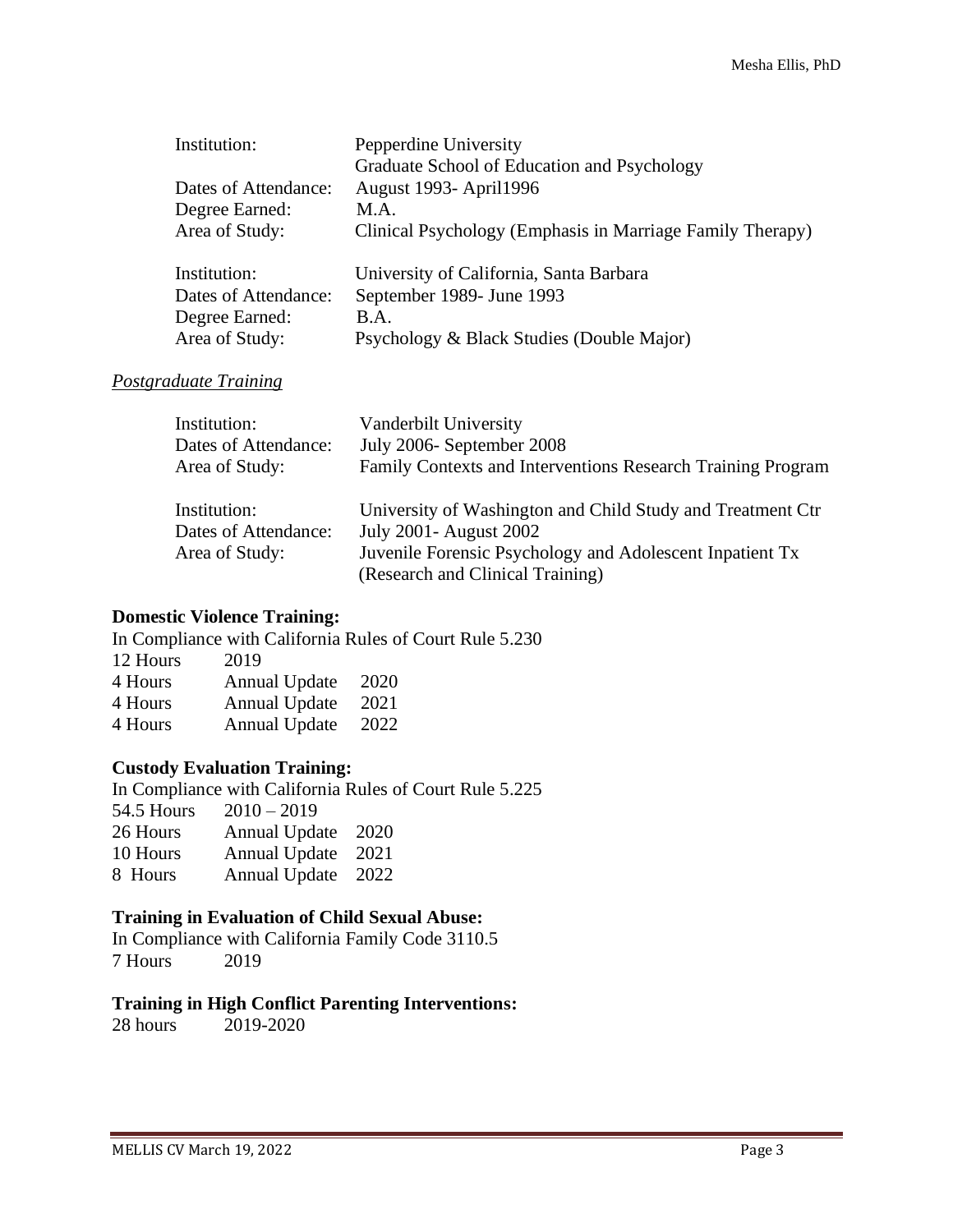| | |
|---|---|
| Institution: | Pepperdine University<br>Graduate School of Education and Psychology |
| Dates of Attendance: | August 1993- April1996 |
| Degree Earned: | M.A. |
| Area of Study: | Clinical Psychology (Emphasis in Marriage Family Therapy) |

| | |
|---|---|
| Institution: | University of California, Santa Barbara |
| Dates of Attendance: | September 1989- June 1993 |
| Degree Earned: | B.A. |
| Area of Study: | Psychology & Black Studies (Double Major) |

*Postgraduate Training*

| | |
|---|---|
| Institution: | Vanderbilt University |
| Dates of Attendance: | July 2006- September 2008 |
| Area of Study: | Family Contexts and Interventions Research Training Program |

| | |
|---|---|
| Institution: | University of Washington and Child Study and Treatment Ctr |
| Dates of Attendance: | July 2001- August 2002 |
| Area of Study: | Juvenile Forensic Psychology and Adolescent Inpatient Tx<br>(Research and Clinical Training) |

**Domestic Violence Training:**

In Compliance with California Rules of Court Rule 5.230

| | | |
|---|---|---|
| 12 Hours | 2019 | |
| 4 Hours | Annual Update | 2020 |
| 4 Hours | Annual Update | 2021 |
| 4 Hours | Annual Update | 2022 |

**Custody Evaluation Training:**

In Compliance with California Rules of Court Rule 5.225

| | | |
|---|---|---|
| 54.5 Hours | 2010 – 2019 | |
| 26 Hours | Annual Update | 2020 |
| 10 Hours | Annual Update | 2021 |
| 8 Hours | Annual Update | 2022 |

**Training in Evaluation of Child Sexual Abuse:**

In Compliance with California Family Code 3110.5

7 Hours 2019

**Training in High Conflict Parenting Interventions:**

28 hours 2019-2020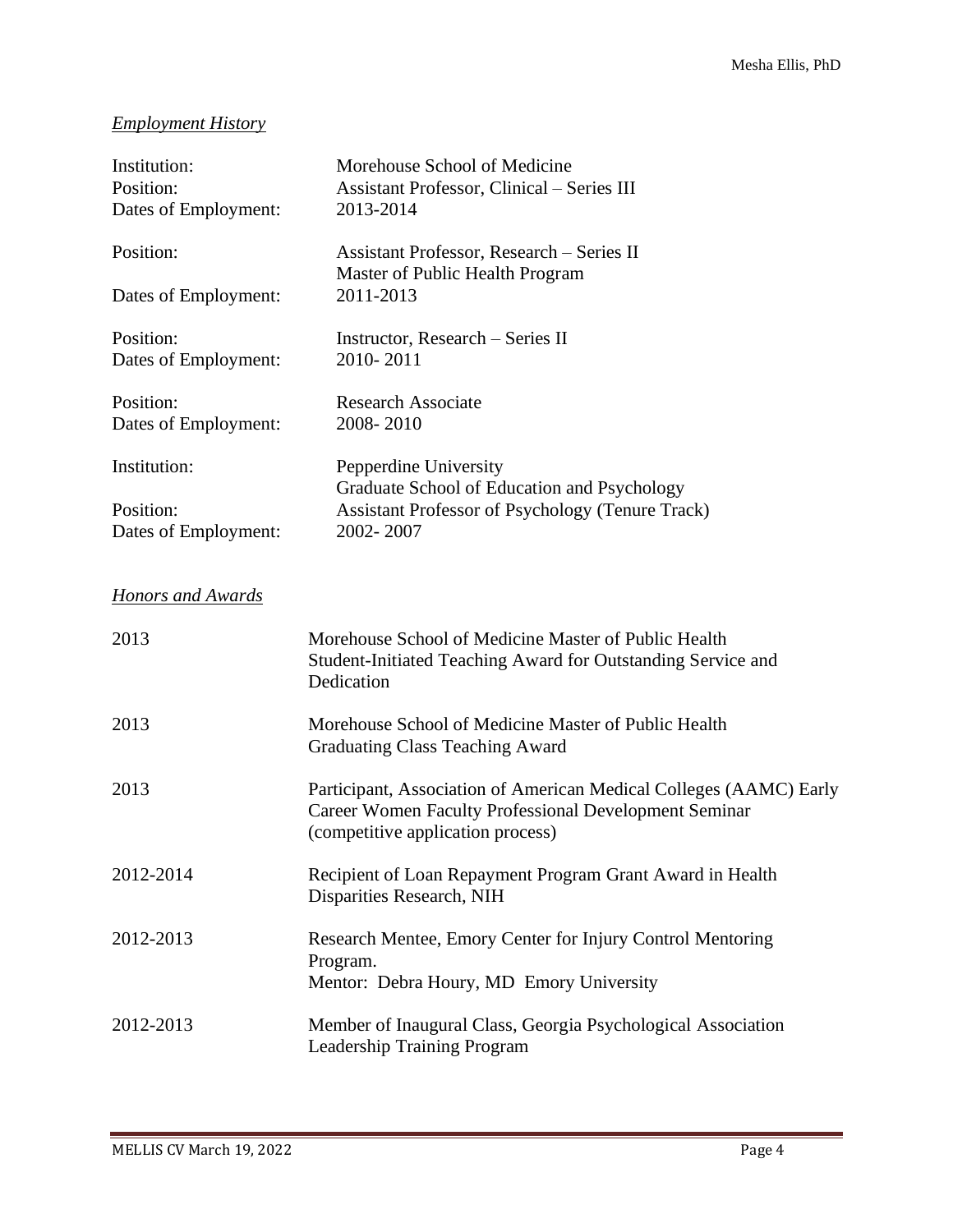*Employment History*

Institution: Morehouse School of Medicine
Position: Assistant Professor, Clinical – Series III
Dates of Employment: 2013-2014

Position: Assistant Professor, Research – Series II
Master of Public Health Program
Dates of Employment: 2011-2013

Position: Instructor, Research – Series II
Dates of Employment: 2010- 2011

Position: Research Associate
Dates of Employment: 2008- 2010

Institution: Pepperdine University
Graduate School of Education and Psychology
Position: Assistant Professor of Psychology (Tenure Track)
Dates of Employment: 2002- 2007

*Honors and Awards*

2013 Morehouse School of Medicine Master of Public Health Student-Initiated Teaching Award for Outstanding Service and Dedication

2013 Morehouse School of Medicine Master of Public Health Graduating Class Teaching Award

2013 Participant, Association of American Medical Colleges (AAMC) Early Career Women Faculty Professional Development Seminar (competitive application process)

2012-2014 Recipient of Loan Repayment Program Grant Award in Health Disparities Research, NIH

2012-2013 Research Mentee, Emory Center for Injury Control Mentoring Program.
Mentor: Debra Houry, MD Emory University

2012-2013 Member of Inaugural Class, Georgia Psychological Association Leadership Training Program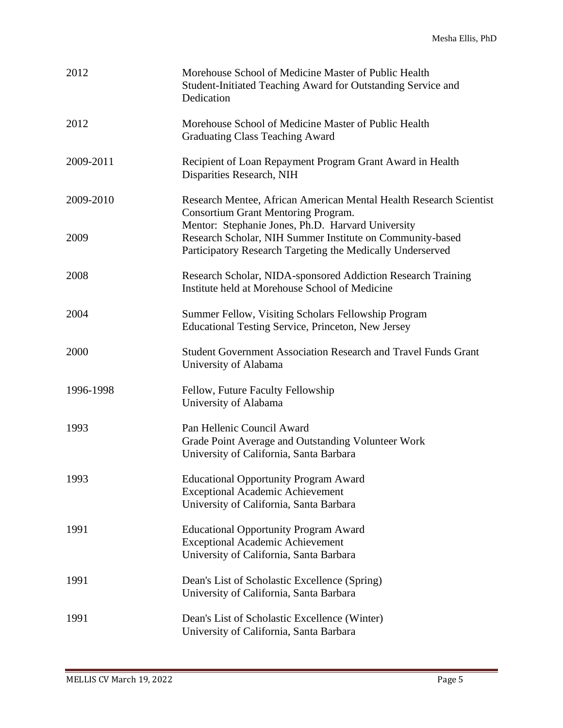| | |
|---|---|
| 2012 | Morehouse School of Medicine Master of Public Health<br>Student-Initiated Teaching Award for Outstanding Service and Dedication |
| 2012 | Morehouse School of Medicine Master of Public Health<br>Graduating Class Teaching Award |
| 2009-2011 | Recipient of Loan Repayment Program Grant Award in Health Disparities Research, NIH |
| 2009-2010 | Research Mentee, African American Mental Health Research Scientist Consortium Grant Mentoring Program.<br>Mentor: Stephanie Jones, Ph.D. Harvard University |
| 2009 | Research Scholar, NIH Summer Institute on Community-based Participatory Research Targeting the Medically Underserved |
| 2008 | Research Scholar, NIDA-sponsored Addiction Research Training Institute held at Morehouse School of Medicine |
| 2004 | Summer Fellow, Visiting Scholars Fellowship Program<br>Educational Testing Service, Princeton, New Jersey |
| 2000 | Student Government Association Research and Travel Funds Grant<br>University of Alabama |
| 1996-1998 | Fellow, Future Faculty Fellowship<br>University of Alabama |
| 1993 | Pan Hellenic Council Award<br>Grade Point Average and Outstanding Volunteer Work<br>University of California, Santa Barbara |
| 1993 | Educational Opportunity Program Award<br>Exceptional Academic Achievement<br>University of California, Santa Barbara |
| 1991 | Educational Opportunity Program Award<br>Exceptional Academic Achievement<br>University of California, Santa Barbara |
| 1991 | Dean's List of Scholastic Excellence (Spring)<br>University of California, Santa Barbara |
| 1991 | Dean's List of Scholastic Excellence (Winter)<br>University of California, Santa Barbara |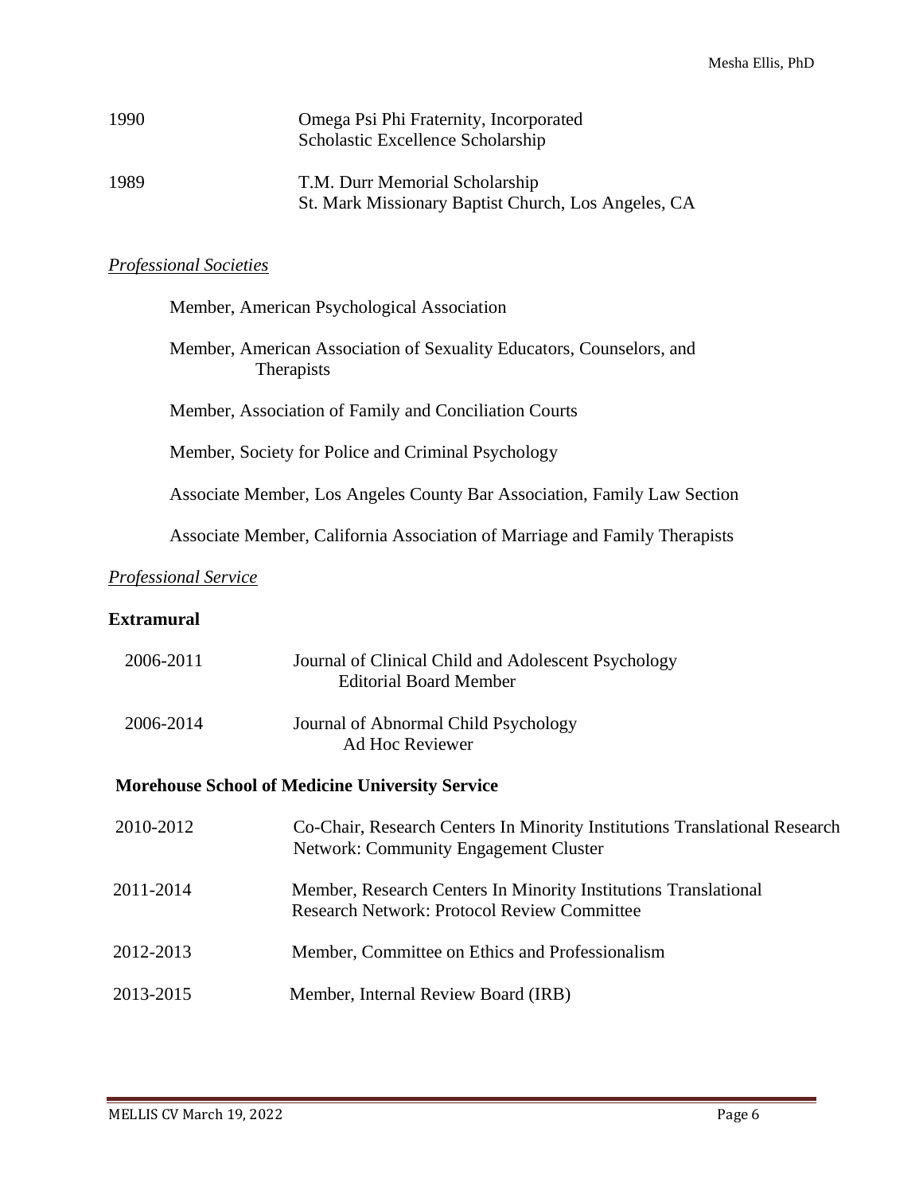1990 Omega Psi Phi Fraternity, Incorporated
Scholastic Excellence Scholarship

1989 T.M. Durr Memorial Scholarship
St. Mark Missionary Baptist Church, Los Angeles, CA

*Professional Societies*

Member, American Psychological Association

Member, American Association of Sexuality Educators, Counselors, and Therapists

Member, Association of Family and Conciliation Courts

Member, Society for Police and Criminal Psychology

Associate Member, Los Angeles County Bar Association, Family Law Section

Associate Member, California Association of Marriage and Family Therapists

*Professional Service*

**Extramural**

2006-2011 Journal of Clinical Child and Adolescent Psychology
Editorial Board Member

2006-2014 Journal of Abnormal Child Psychology
Ad Hoc Reviewer

**Morehouse School of Medicine University Service**

2010-2012 Co-Chair, Research Centers In Minority Institutions Translational Research Network: Community Engagement Cluster

2011-2014 Member, Research Centers In Minority Institutions Translational Research Network: Protocol Review Committee

2012-2013 Member, Committee on Ethics and Professionalism

2013-2015 Member, Internal Review Board (IRB)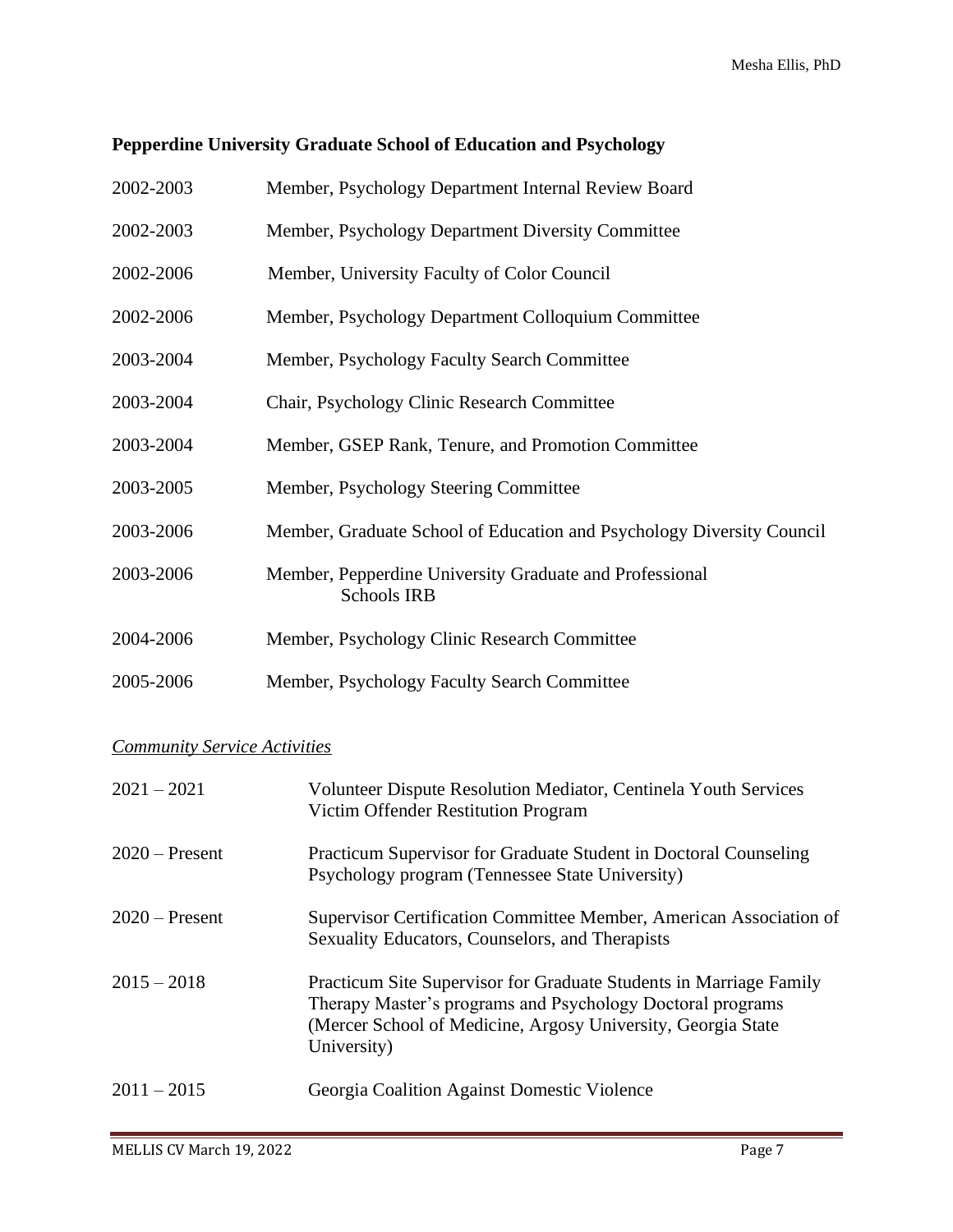**Pepperdine University Graduate School of Education and Psychology**

| | |
|---|---|
| 2002-2003 | Member, Psychology Department Internal Review Board |
| 2002-2003 | Member, Psychology Department Diversity Committee |
| 2002-2006 | Member, University Faculty of Color Council |
| 2002-2006 | Member, Psychology Department Colloquium Committee |
| 2003-2004 | Member, Psychology Faculty Search Committee |
| 2003-2004 | Chair, Psychology Clinic Research Committee |
| 2003-2004 | Member, GSEP Rank, Tenure, and Promotion Committee |
| 2003-2005 | Member, Psychology Steering Committee |
| 2003-2006 | Member, Graduate School of Education and Psychology Diversity Council |
| 2003-2006 | Member, Pepperdine University Graduate and Professional Schools IRB |
| 2004-2006 | Member, Psychology Clinic Research Committee |
| 2005-2006 | Member, Psychology Faculty Search Committee |

*Community Service Activities*

| | |
|---|---|
| 2021 – 2021 | Volunteer Dispute Resolution Mediator, Centinela Youth Services Victim Offender Restitution Program |
| 2020 – Present | Practicum Supervisor for Graduate Student in Doctoral Counseling Psychology program (Tennessee State University) |
| 2020 – Present | Supervisor Certification Committee Member, American Association of Sexuality Educators, Counselors, and Therapists |
| 2015 – 2018 | Practicum Site Supervisor for Graduate Students in Marriage Family Therapy Master's programs and Psychology Doctoral programs (Mercer School of Medicine, Argosy University, Georgia State University) |
| 2011 – 2015 | Georgia Coalition Against Domestic Violence |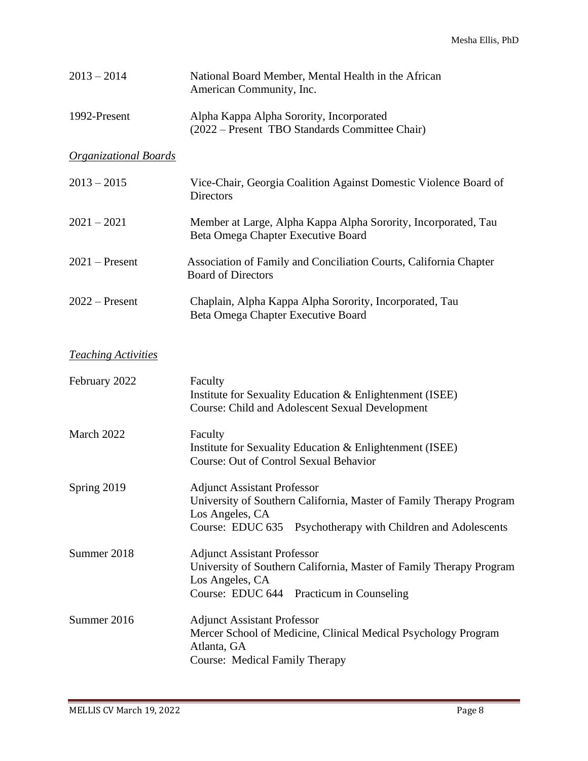2013 – 2014 National Board Member, Mental Health in the African American Community, Inc.

1992-Present Alpha Kappa Alpha Sorority, Incorporated (2022 – Present TBO Standards Committee Chair)

*Organizational Boards*

2013 – 2015 Vice-Chair, Georgia Coalition Against Domestic Violence Board of Directors

2021 – 2021 Member at Large, Alpha Kappa Alpha Sorority, Incorporated, Tau Beta Omega Chapter Executive Board

2021 – Present Association of Family and Conciliation Courts, California Chapter Board of Directors

2022 – Present Chaplain, Alpha Kappa Alpha Sorority, Incorporated, Tau Beta Omega Chapter Executive Board

*Teaching Activities*

February 2022 Faculty
Institute for Sexuality Education & Enlightenment (ISEE)
Course: Child and Adolescent Sexual Development

March 2022 Faculty
Institute for Sexuality Education & Enlightenment (ISEE)
Course: Out of Control Sexual Behavior

Spring 2019 Adjunct Assistant Professor
University of Southern California, Master of Family Therapy Program
Los Angeles, CA
Course: EDUC 635 Psychotherapy with Children and Adolescents

Summer 2018 Adjunct Assistant Professor
University of Southern California, Master of Family Therapy Program
Los Angeles, CA
Course: EDUC 644 Practicum in Counseling

Summer 2016 Adjunct Assistant Professor
Mercer School of Medicine, Clinical Medical Psychology Program
Atlanta, GA
Course: Medical Family Therapy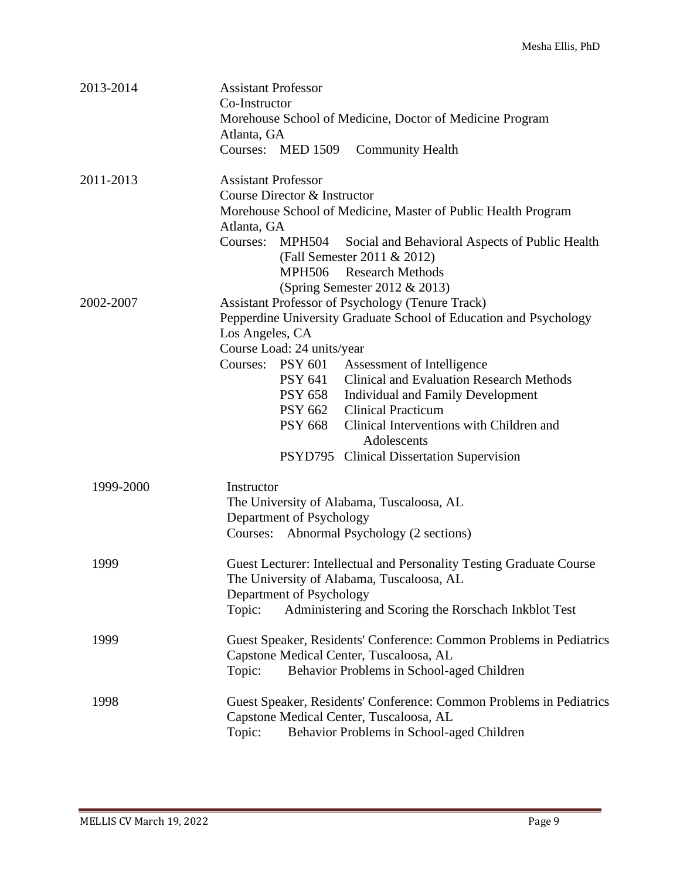**2013-2014**

Assistant Professor
Co-Instructor
Morehouse School of Medicine, Doctor of Medicine Program
Atlanta, GA
Courses: MED 1509 Community Health

**2011-2013**

Assistant Professor
Course Director & Instructor
Morehouse School of Medicine, Master of Public Health Program
Atlanta, GA
Courses:
- MPH504 Social and Behavioral Aspects of Public Health (Fall Semester 2011 & 2012)
- MPH506 Research Methods (Spring Semester 2012 & 2013)

**2002-2007**

Assistant Professor of Psychology (Tenure Track)
Pepperdine University Graduate School of Education and Psychology
Los Angeles, CA
Course Load: 24 units/year
Courses:
- PSY 601 Assessment of Intelligence
- PSY 641 Clinical and Evaluation Research Methods
- PSY 658 Individual and Family Development
- PSY 662 Clinical Practicum
- PSY 668 Clinical Interventions with Children and Adolescents
- PSYD795 Clinical Dissertation Supervision

**1999-2000**

Instructor
The University of Alabama, Tuscaloosa, AL
Department of Psychology
Courses: Abnormal Psychology (2 sections)

**1999**

Guest Lecturer: Intellectual and Personality Testing Graduate Course
The University of Alabama, Tuscaloosa, AL
Department of Psychology
Topic: Administering and Scoring the Rorschach Inkblot Test

**1999**

Guest Speaker, Residents' Conference: Common Problems in Pediatrics
Capstone Medical Center, Tuscaloosa, AL
Topic: Behavior Problems in School-aged Children

**1998**

Guest Speaker, Residents' Conference: Common Problems in Pediatrics
Capstone Medical Center, Tuscaloosa, AL
Topic: Behavior Problems in School-aged Children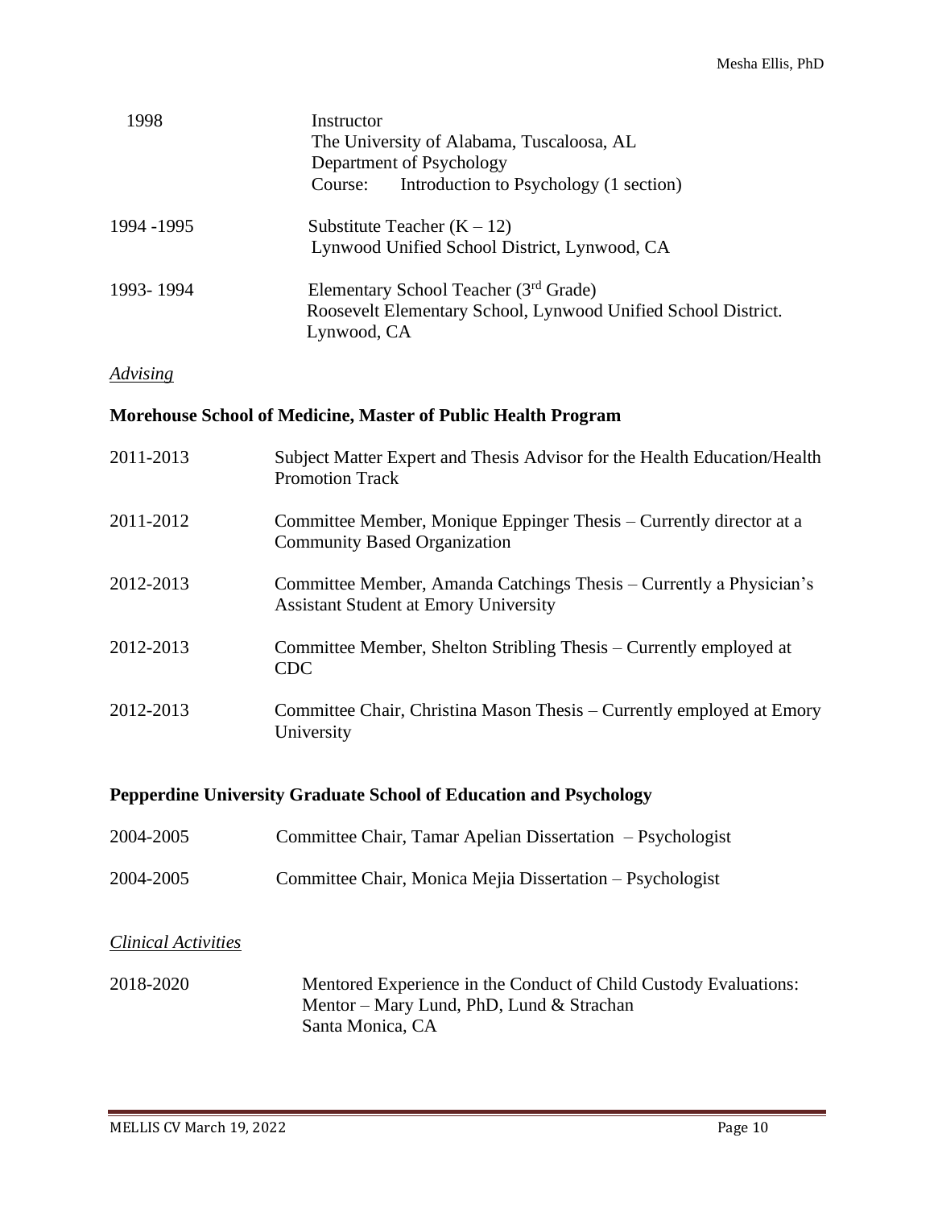| | |
|---|---|
| 1998 | Instructor<br>The University of Alabama, Tuscaloosa, AL<br>Department of Psychology<br>Course: Introduction to Psychology (1 section) |
| 1994 -1995 | Substitute Teacher (K – 12)<br>Lynwood Unified School District, Lynwood, CA |
| 1993- 1994 | Elementary School Teacher (3rd Grade)<br>Roosevelt Elementary School, Lynwood Unified School District. Lynwood, CA |

*Advising*

**Morehouse School of Medicine, Master of Public Health Program**

| | |
|---|---|
| 2011-2013 | Subject Matter Expert and Thesis Advisor for the Health Education/Health Promotion Track |
| 2011-2012 | Committee Member, Monique Eppinger Thesis – Currently director at a Community Based Organization |
| 2012-2013 | Committee Member, Amanda Catchings Thesis – Currently a Physician's Assistant Student at Emory University |
| 2012-2013 | Committee Member, Shelton Stribling Thesis – Currently employed at CDC |
| 2012-2013 | Committee Chair, Christina Mason Thesis – Currently employed at Emory University |

**Pepperdine University Graduate School of Education and Psychology**

| | |
|---|---|
| 2004-2005 | Committee Chair, Tamar Apelian Dissertation – Psychologist |
| 2004-2005 | Committee Chair, Monica Mejia Dissertation – Psychologist |

*Clinical Activities*

| | |
|---|---|
| 2018-2020 | Mentored Experience in the Conduct of Child Custody Evaluations:<br>Mentor – Mary Lund, PhD, Lund & Strachan<br>Santa Monica, CA |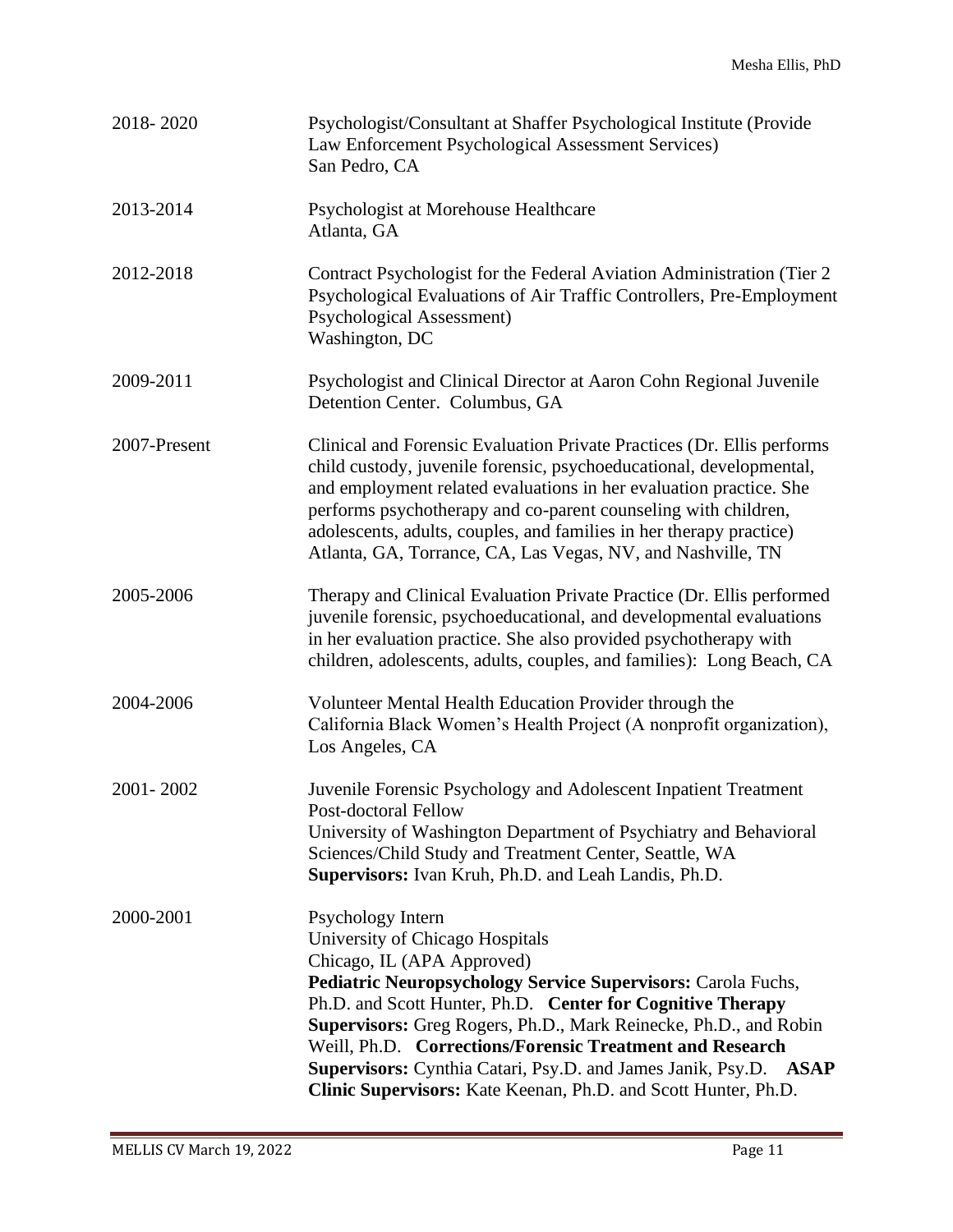2018- 2020
Psychologist/Consultant at Shaffer Psychological Institute (Provide Law Enforcement Psychological Assessment Services)
San Pedro, CA

2013-2014
Psychologist at Morehouse Healthcare
Atlanta, GA

2012-2018
Contract Psychologist for the Federal Aviation Administration (Tier 2 Psychological Evaluations of Air Traffic Controllers, Pre-Employment Psychological Assessment)
Washington, DC

2009-2011
Psychologist and Clinical Director at Aaron Cohn Regional Juvenile Detention Center. Columbus, GA

2007-Present
Clinical and Forensic Evaluation Private Practices (Dr. Ellis performs child custody, juvenile forensic, psychoeducational, developmental, and employment related evaluations in her evaluation practice. She performs psychotherapy and co-parent counseling with children, adolescents, adults, couples, and families in her therapy practice)
Atlanta, GA, Torrance, CA, Las Vegas, NV, and Nashville, TN

2005-2006
Therapy and Clinical Evaluation Private Practice (Dr. Ellis performed juvenile forensic, psychoeducational, and developmental evaluations in her evaluation practice. She also provided psychotherapy with children, adolescents, adults, couples, and families): Long Beach, CA

2004-2006
Volunteer Mental Health Education Provider through the California Black Women's Health Project (A nonprofit organization), Los Angeles, CA

2001- 2002
Juvenile Forensic Psychology and Adolescent Inpatient Treatment Post-doctoral Fellow
University of Washington Department of Psychiatry and Behavioral Sciences/Child Study and Treatment Center, Seattle, WA
**Supervisors:** Ivan Kruh, Ph.D. and Leah Landis, Ph.D.

2000-2001
Psychology Intern
University of Chicago Hospitals
Chicago, IL (APA Approved)
**Pediatric Neuropsychology Service Supervisors:** Carola Fuchs, Ph.D. and Scott Hunter, Ph.D. **Center for Cognitive Therapy Supervisors:** Greg Rogers, Ph.D., Mark Reinecke, Ph.D., and Robin Weill, Ph.D. **Corrections/Forensic Treatment and Research Supervisors:** Cynthia Catari, Psy.D. and James Janik, Psy.D. **ASAP Clinic Supervisors:** Kate Keenan, Ph.D. and Scott Hunter, Ph.D.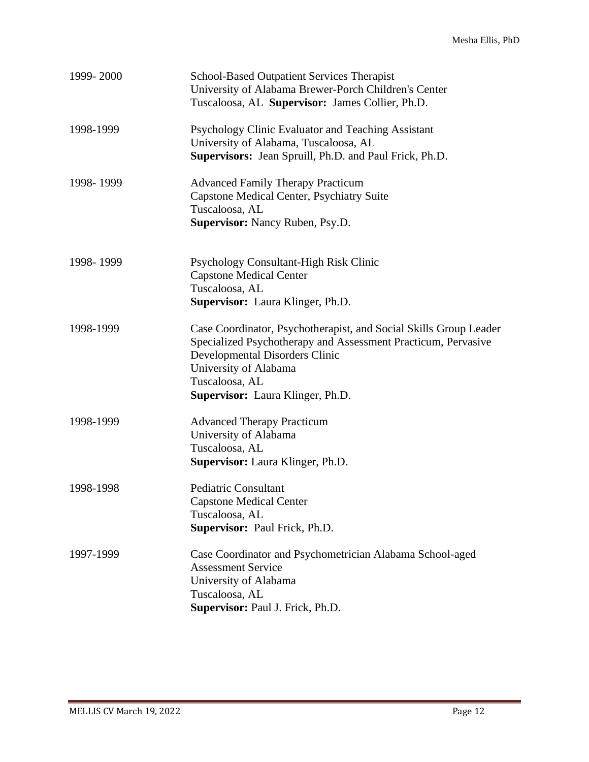1999- 2000 School-Based Outpatient Services Therapist
University of Alabama Brewer-Porch Children's Center
Tuscaloosa, AL **Supervisor:** James Collier, Ph.D.

1998-1999 Psychology Clinic Evaluator and Teaching Assistant
University of Alabama, Tuscaloosa, AL
**Supervisors:** Jean Spruill, Ph.D. and Paul Frick, Ph.D.

1998- 1999 Advanced Family Therapy Practicum
Capstone Medical Center, Psychiatry Suite
Tuscaloosa, AL
**Supervisor:** Nancy Ruben, Psy.D.

1998- 1999 Psychology Consultant-High Risk Clinic
Capstone Medical Center
Tuscaloosa, AL
**Supervisor:** Laura Klinger, Ph.D.

1998-1999 Case Coordinator, Psychotherapist, and Social Skills Group Leader
Specialized Psychotherapy and Assessment Practicum, Pervasive Developmental Disorders Clinic
University of Alabama
Tuscaloosa, AL
**Supervisor:** Laura Klinger, Ph.D.

1998-1999 Advanced Therapy Practicum
University of Alabama
Tuscaloosa, AL
**Supervisor:** Laura Klinger, Ph.D.

1998-1998 Pediatric Consultant
Capstone Medical Center
Tuscaloosa, AL
**Supervisor:** Paul Frick, Ph.D.

1997-1999 Case Coordinator and Psychometrician Alabama School-aged Assessment Service
University of Alabama
Tuscaloosa, AL
**Supervisor:** Paul J. Frick, Ph.D.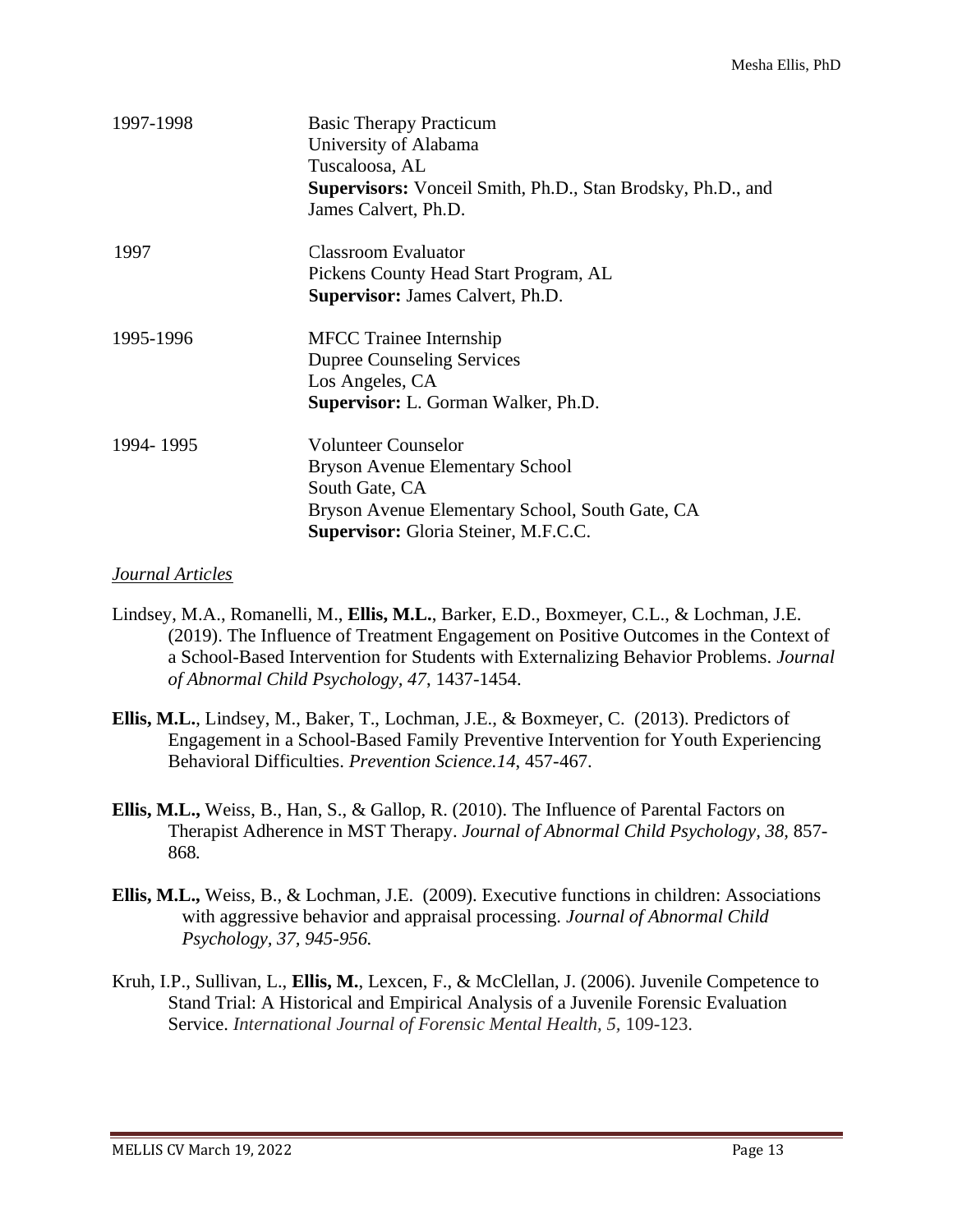| | |
|---|---|
| 1997-1998 | Basic Therapy Practicum<br>University of Alabama<br>Tuscaloosa, AL<br>**Supervisors:** Vonceil Smith, Ph.D., Stan Brodsky, Ph.D., and James Calvert, Ph.D. |
| 1997 | Classroom Evaluator<br>Pickens County Head Start Program, AL<br>**Supervisor:** James Calvert, Ph.D. |
| 1995-1996 | MFCC Trainee Internship<br>Dupree Counseling Services<br>Los Angeles, CA<br>**Supervisor:** L. Gorman Walker, Ph.D. |
| 1994- 1995 | Volunteer Counselor<br>Bryson Avenue Elementary School<br>South Gate, CA<br>Bryson Avenue Elementary School, South Gate, CA<br>**Supervisor:** Gloria Steiner, M.F.C.C. |

*Journal Articles*

Lindsey, M.A., Romanelli, M., **Ellis, M.L.**, Barker, E.D., Boxmeyer, C.L., & Lochman, J.E. (2019). The Influence of Treatment Engagement on Positive Outcomes in the Context of a School-Based Intervention for Students with Externalizing Behavior Problems. *Journal of Abnormal Child Psychology, 47*, 1437-1454.

**Ellis, M.L.**, Lindsey, M., Baker, T., Lochman, J.E., & Boxmeyer, C. (2013). Predictors of Engagement in a School-Based Family Preventive Intervention for Youth Experiencing Behavioral Difficulties. *Prevention Science.14*, 457-467.

**Ellis, M.L.,** Weiss, B., Han, S., & Gallop, R. (2010). The Influence of Parental Factors on Therapist Adherence in MST Therapy. *Journal of Abnormal Child Psychology, 38*, 857-868.

**Ellis, M.L.,** Weiss, B., & Lochman, J.E. (2009). Executive functions in children: Associations with aggressive behavior and appraisal processing. *Journal of Abnormal Child Psychology, 37, 945-956.*

Kruh, I.P., Sullivan, L., **Ellis, M.**, Lexcen, F., & McClellan, J. (2006). Juvenile Competence to Stand Trial: A Historical and Empirical Analysis of a Juvenile Forensic Evaluation Service. *International Journal of Forensic Mental Health, 5*, 109-123.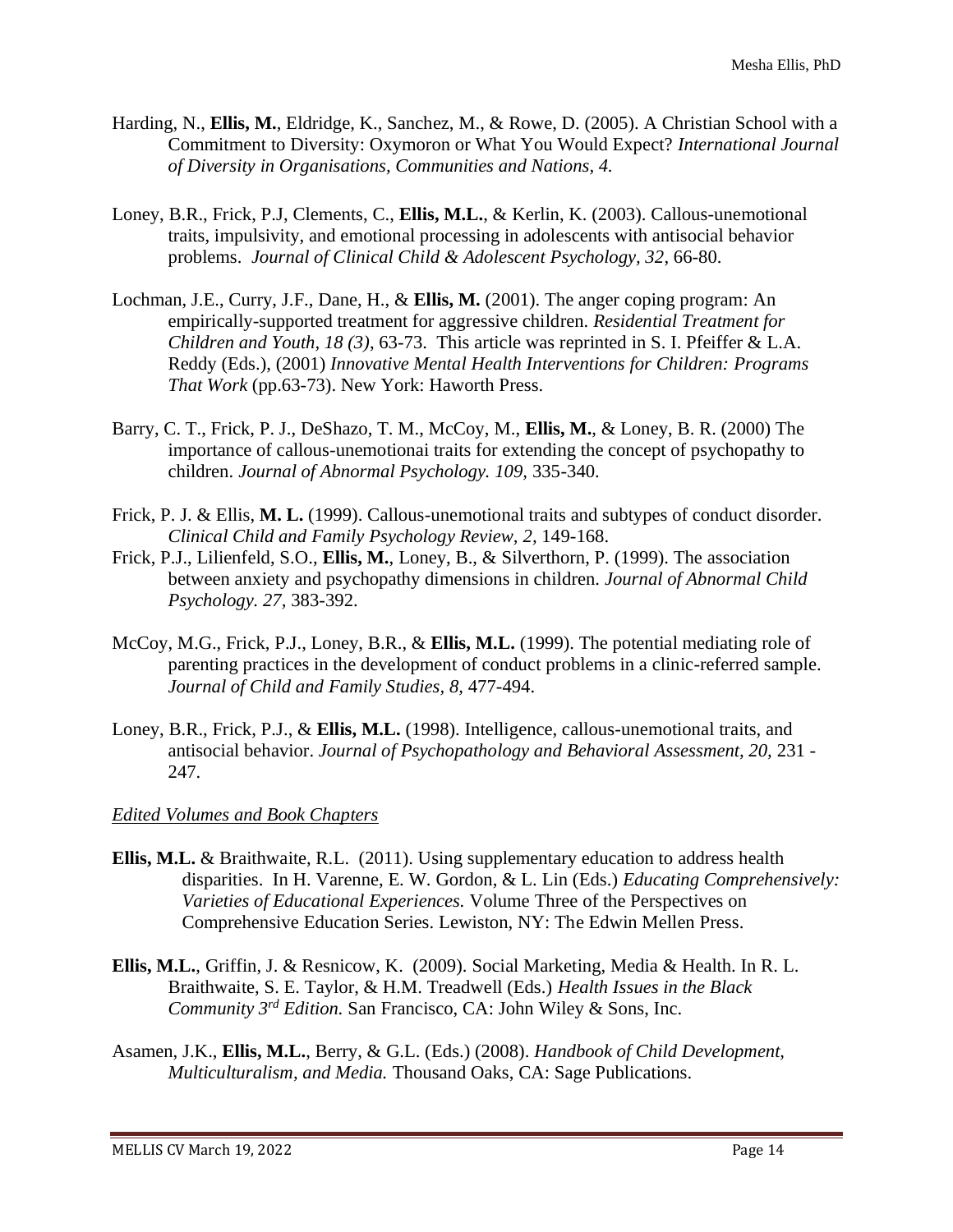Harding, N., **Ellis, M.**, Eldridge, K., Sanchez, M., & Rowe, D. (2005). A Christian School with a Commitment to Diversity: Oxymoron or What You Would Expect? *International Journal of Diversity in Organisations, Communities and Nations, 4*.

Loney, B.R., Frick, P.J, Clements, C., **Ellis, M.L.**, & Kerlin, K. (2003). Callous-unemotional traits, impulsivity, and emotional processing in adolescents with antisocial behavior problems. *Journal of Clinical Child & Adolescent Psychology, 32*, 66-80.

Lochman, J.E., Curry, J.F., Dane, H., & **Ellis, M.** (2001). The anger coping program: An empirically-supported treatment for aggressive children. *Residential Treatment for Children and Youth, 18 (3)*, 63-73. This article was reprinted in S. I. Pfeiffer & L.A. Reddy (Eds.), (2001) *Innovative Mental Health Interventions for Children: Programs That Work* (pp.63-73). New York: Haworth Press.

Barry, C. T., Frick, P. J., DeShazo, T. M., McCoy, M., **Ellis, M.**, & Loney, B. R. (2000) The importance of callous-unemotionai traits for extending the concept of psychopathy to children. *Journal of Abnormal Psychology. 109*, 335-340.

Frick, P. J. & Ellis, **M. L.** (1999). Callous-unemotional traits and subtypes of conduct disorder. *Clinical Child and Family Psychology Review, 2,* 149-168.

Frick, P.J., Lilienfeld, S.O., **Ellis, M.**, Loney, B., & Silverthorn, P. (1999). The association between anxiety and psychopathy dimensions in children. *Journal of Abnormal Child Psychology. 27,* 383-392.

McCoy, M.G., Frick, P.J., Loney, B.R., & **Ellis, M.L.** (1999). The potential mediating role of parenting practices in the development of conduct problems in a clinic-referred sample. *Journal of Child and Family Studies, 8,* 477-494.

Loney, B.R., Frick, P.J., & **Ellis, M.L.** (1998). Intelligence, callous-unemotional traits, and antisocial behavior. *Journal of Psychopathology and Behavioral Assessment, 20*, 231 - 247.

*Edited Volumes and Book Chapters*

**Ellis, M.L.** & Braithwaite, R.L. (2011). Using supplementary education to address health disparities. In H. Varenne, E. W. Gordon, & L. Lin (Eds.) *Educating Comprehensively: Varieties of Educational Experiences.* Volume Three of the Perspectives on Comprehensive Education Series. Lewiston, NY: The Edwin Mellen Press.

**Ellis, M.L.**, Griffin, J. & Resnicow, K. (2009). Social Marketing, Media & Health. In R. L. Braithwaite, S. E. Taylor, & H.M. Treadwell (Eds.) *Health Issues in the Black Community 3rd Edition.* San Francisco, CA: John Wiley & Sons, Inc.

Asamen, J.K., **Ellis, M.L.**, Berry, & G.L. (Eds.) (2008). *Handbook of Child Development, Multiculturalism, and Media.* Thousand Oaks, CA: Sage Publications.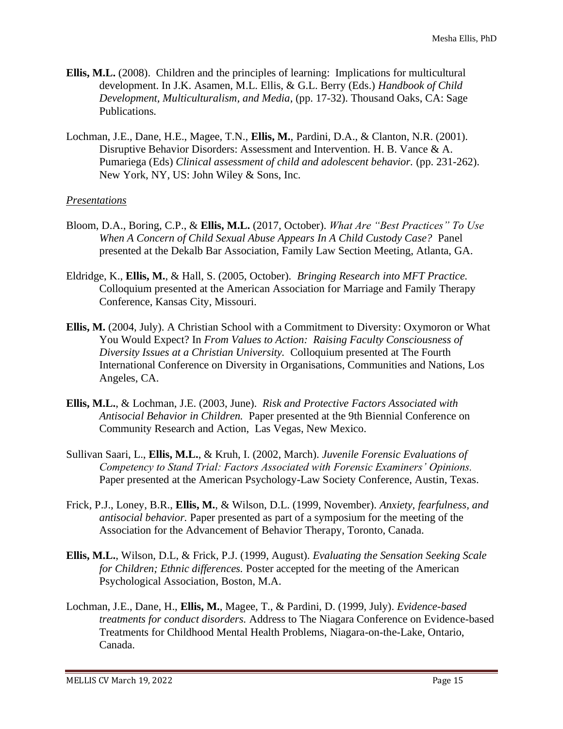**Ellis, M.L.** (2008). Children and the principles of learning: Implications for multicultural development. In J.K. Asamen, M.L. Ellis, & G.L. Berry (Eds.) *Handbook of Child Development, Multiculturalism, and Media*, (pp. 17-32). Thousand Oaks, CA: Sage Publications.

Lochman, J.E., Dane, H.E., Magee, T.N., **Ellis, M.**, Pardini, D.A., & Clanton, N.R. (2001). Disruptive Behavior Disorders: Assessment and Intervention. H. B. Vance & A. Pumariega (Eds) *Clinical assessment of child and adolescent behavior.* (pp. 231-262). New York, NY, US: John Wiley & Sons, Inc.

*<u>Presentations</u>*

Bloom, D.A., Boring, C.P., & **Ellis, M.L.** (2017, October). *What Are "Best Practices" To Use When A Concern of Child Sexual Abuse Appears In A Child Custody Case?* Panel presented at the Dekalb Bar Association, Family Law Section Meeting, Atlanta, GA.

Eldridge, K., **Ellis, M.**, & Hall, S. (2005, October). *Bringing Research into MFT Practice.* Colloquium presented at the American Association for Marriage and Family Therapy Conference, Kansas City, Missouri.

**Ellis, M.** (2004, July). A Christian School with a Commitment to Diversity: Oxymoron or What You Would Expect? In *From Values to Action: Raising Faculty Consciousness of Diversity Issues at a Christian University.* Colloquium presented at The Fourth International Conference on Diversity in Organisations, Communities and Nations, Los Angeles, CA.

**Ellis, M.L.**, & Lochman, J.E. (2003, June). *Risk and Protective Factors Associated with Antisocial Behavior in Children.* Paper presented at the 9th Biennial Conference on Community Research and Action, Las Vegas, New Mexico.

Sullivan Saari, L., **Ellis, M.L.**, & Kruh, I. (2002, March). *Juvenile Forensic Evaluations of Competency to Stand Trial: Factors Associated with Forensic Examiners' Opinions.* Paper presented at the American Psychology-Law Society Conference, Austin, Texas.

Frick, P.J., Loney, B.R., **Ellis, M.**, & Wilson, D.L. (1999, November). *Anxiety, fearfulness, and antisocial behavior.* Paper presented as part of a symposium for the meeting of the Association for the Advancement of Behavior Therapy, Toronto, Canada.

**Ellis, M.L.**, Wilson, D.L, & Frick, P.J. (1999, August). *Evaluating the Sensation Seeking Scale for Children; Ethnic differences.* Poster accepted for the meeting of the American Psychological Association, Boston, M.A.

Lochman, J.E., Dane, H., **Ellis, M.**, Magee, T., & Pardini, D. (1999, July). *Evidence-based treatments for conduct disorders.* Address to The Niagara Conference on Evidence-based Treatments for Childhood Mental Health Problems, Niagara-on-the-Lake, Ontario, Canada.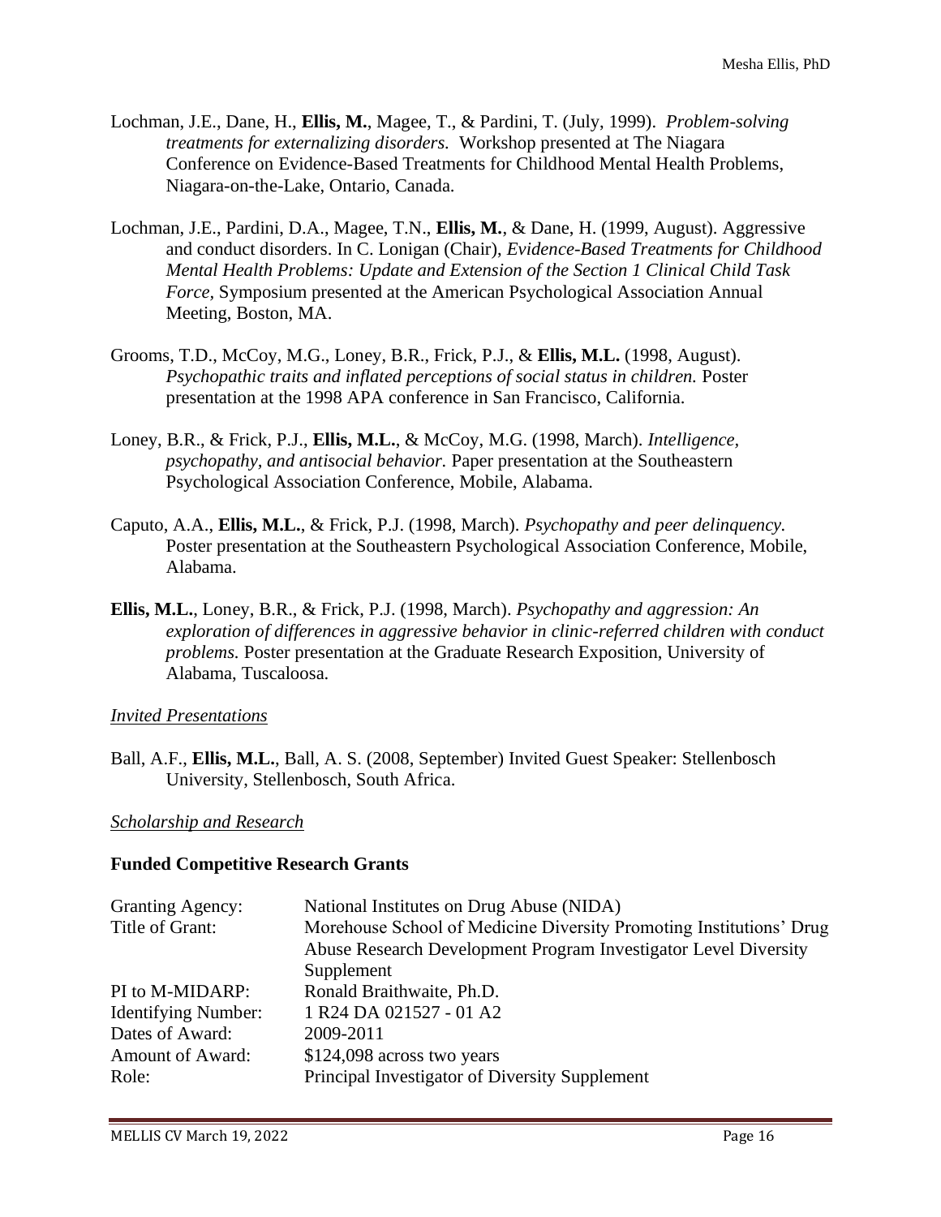Lochman, J.E., Dane, H., **Ellis, M.**, Magee, T., & Pardini, T. (July, 1999). *Problem-solving treatments for externalizing disorders.* Workshop presented at The Niagara Conference on Evidence-Based Treatments for Childhood Mental Health Problems, Niagara-on-the-Lake, Ontario, Canada.

Lochman, J.E., Pardini, D.A., Magee, T.N., **Ellis, M.**, & Dane, H. (1999, August). Aggressive and conduct disorders. In C. Lonigan (Chair), *Evidence-Based Treatments for Childhood Mental Health Problems: Update and Extension of the Section 1 Clinical Child Task Force,* Symposium presented at the American Psychological Association Annual Meeting, Boston, MA.

Grooms, T.D., McCoy, M.G., Loney, B.R., Frick, P.J., & **Ellis, M.L.** (1998, August). *Psychopathic traits and inflated perceptions of social status in children.* Poster presentation at the 1998 APA conference in San Francisco, California.

Loney, B.R., & Frick, P.J., **Ellis, M.L.**, & McCoy, M.G. (1998, March). *Intelligence, psychopathy, and antisocial behavior.* Paper presentation at the Southeastern Psychological Association Conference, Mobile, Alabama.

Caputo, A.A., **Ellis, M.L.**, & Frick, P.J. (1998, March). *Psychopathy and peer delinquency.* Poster presentation at the Southeastern Psychological Association Conference, Mobile, Alabama.

**Ellis, M.L.**, Loney, B.R., & Frick, P.J. (1998, March). *Psychopathy and aggression: An exploration of differences in aggressive behavior in clinic-referred children with conduct problems.* Poster presentation at the Graduate Research Exposition, University of Alabama, Tuscaloosa.

*Invited Presentations*

Ball, A.F., **Ellis, M.L.**, Ball, A. S. (2008, September) Invited Guest Speaker: Stellenbosch University, Stellenbosch, South Africa.

*Scholarship and Research*

**Funded Competitive Research Grants**

| | |
|---|---|
| Granting Agency: | National Institutes on Drug Abuse (NIDA) |
| Title of Grant: | Morehouse School of Medicine Diversity Promoting Institutions' Drug Abuse Research Development Program Investigator Level Diversity Supplement |
| PI to M-MIDARP: | Ronald Braithwaite, Ph.D. |
| Identifying Number: | 1 R24 DA 021527 - 01 A2 |
| Dates of Award: | 2009-2011 |
| Amount of Award: | $124,098 across two years |
| Role: | Principal Investigator of Diversity Supplement |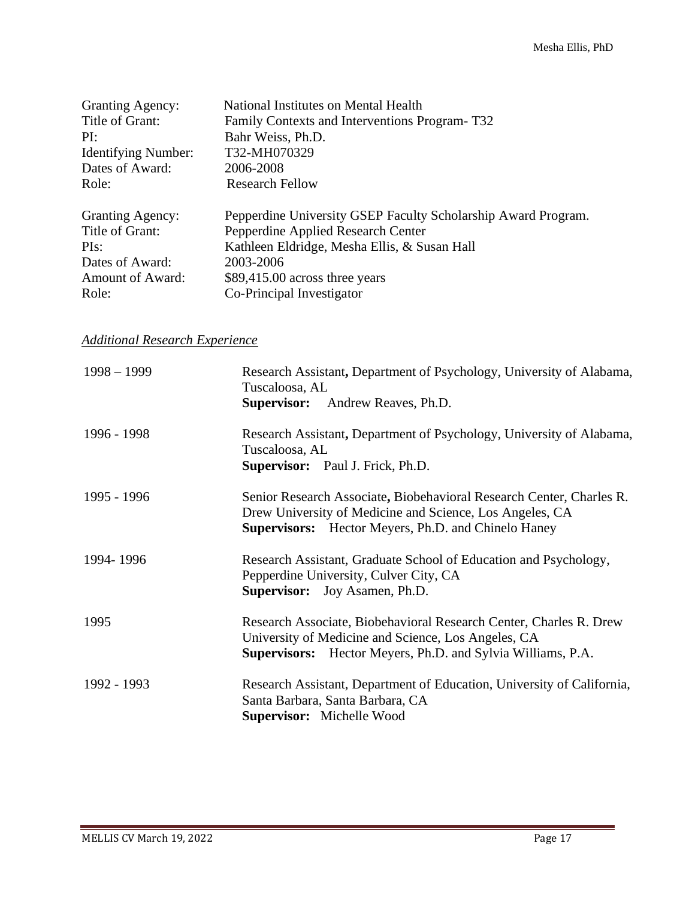| | |
|---|---|
| Granting Agency: | National Institutes on Mental Health |
| Title of Grant: | Family Contexts and Interventions Program- T32 |
| PI: | Bahr Weiss, Ph.D. |
| Identifying Number: | T32-MH070329 |
| Dates of Award: | 2006-2008 |
| Role: | Research Fellow |

| | |
|---|---|
| Granting Agency: | Pepperdine University GSEP Faculty Scholarship Award Program. |
| Title of Grant: | Pepperdine Applied Research Center |
| PIs: | Kathleen Eldridge, Mesha Ellis, & Susan Hall |
| Dates of Award: | 2003-2006 |
| Amount of Award: | $89,415.00 across three years |
| Role: | Co-Principal Investigator |

*Additional Research Experience*

1998 – 1999
Research Assistant**,** Department of Psychology, University of Alabama, Tuscaloosa, AL
**Supervisor:** Andrew Reaves, Ph.D.

1996 - 1998
Research Assistant**,** Department of Psychology, University of Alabama, Tuscaloosa, AL
**Supervisor:** Paul J. Frick, Ph.D.

1995 - 1996
Senior Research Associate**,** Biobehavioral Research Center, Charles R. Drew University of Medicine and Science, Los Angeles, CA
**Supervisors:** Hector Meyers, Ph.D. and Chinelo Haney

1994- 1996
Research Assistant, Graduate School of Education and Psychology, Pepperdine University, Culver City, CA
**Supervisor:** Joy Asamen, Ph.D.

1995
Research Associate, Biobehavioral Research Center, Charles R. Drew University of Medicine and Science, Los Angeles, CA
**Supervisors:** Hector Meyers, Ph.D. and Sylvia Williams, P.A.

1992 - 1993
Research Assistant, Department of Education, University of California, Santa Barbara, Santa Barbara, CA
**Supervisor:** Michelle Wood